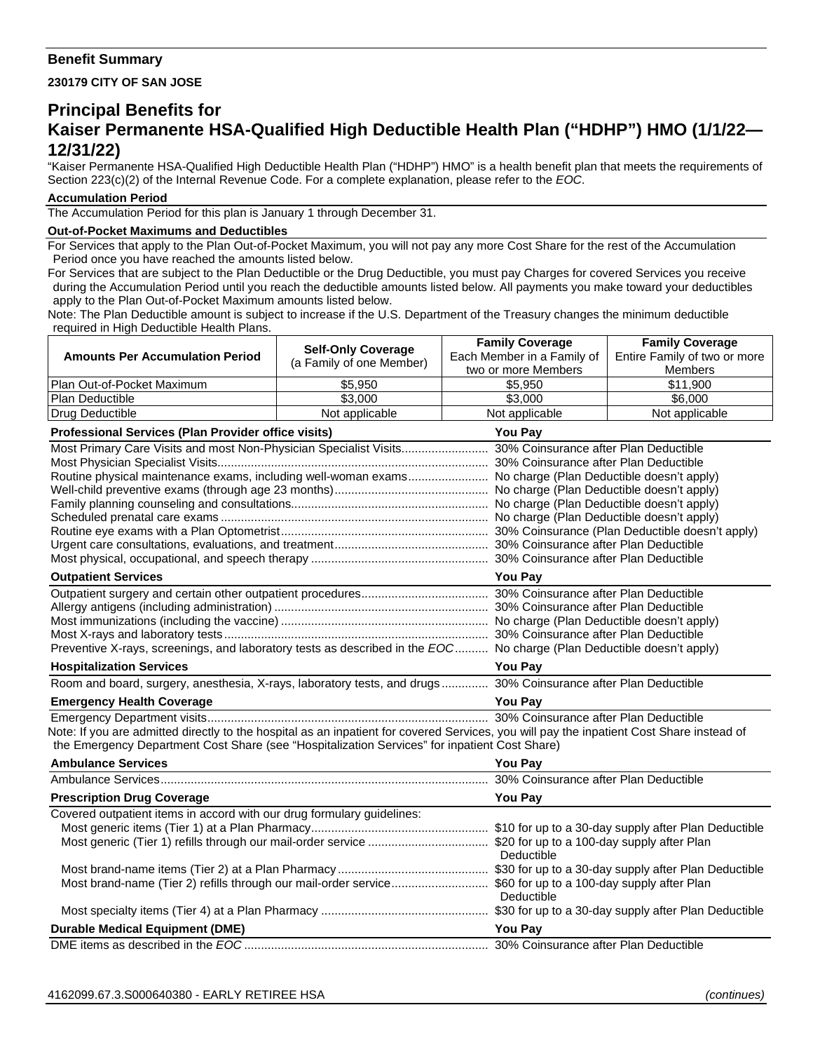**Benefit Summary**

**230179 CITY OF SAN JOSE**

# Principal Benefits for Kaiser Permanente HSA-Qualified High Deductible Health Plan ("HDHP") HMO (1/1/22—12/31/22)

"Kaiser Permanente HSA-Qualified High Deductible Health Plan ("HDHP") HMO" is a health benefit plan that meets the requirements of Section 223(c)(2) of the Internal Revenue Code. For a complete explanation, please refer to the *EOC*.

**Accumulation Period**

The Accumulation Period for this plan is January 1 through December 31.

**Out-of-Pocket Maximums and Deductibles**

For Services that apply to the Plan Out-of-Pocket Maximum, you will not pay any more Cost Share for the rest of the Accumulation Period once you have reached the amounts listed below.

For Services that are subject to the Plan Deductible or the Drug Deductible, you must pay Charges for covered Services you receive during the Accumulation Period until you reach the deductible amounts listed below. All payments you make toward your deductibles apply to the Plan Out-of-Pocket Maximum amounts listed below.

Note: The Plan Deductible amount is subject to increase if the U.S. Department of the Treasury changes the minimum deductible required in High Deductible Health Plans.

| Amounts Per Accumulation Period | Self-Only Coverage (a Family of one Member) | Family Coverage Each Member in a Family of two or more Members | Family Coverage Entire Family of two or more Members |
|---|---|---|---|
| Plan Out-of-Pocket Maximum | $5,950 | $5,950 | $11,900 |
| Plan Deductible | $3,000 | $3,000 | $6,000 |
| Drug Deductible | Not applicable | Not applicable | Not applicable |

| Professional Services (Plan Provider office visits) | You Pay |
|---|---|
| Most Primary Care Visits and most Non-Physician Specialist Visits | 30% Coinsurance after Plan Deductible |
| Most Physician Specialist Visits | 30% Coinsurance after Plan Deductible |
| Routine physical maintenance exams, including well-woman exams | No charge (Plan Deductible doesn't apply) |
| Well-child preventive exams (through age 23 months) | No charge (Plan Deductible doesn't apply) |
| Family planning counseling and consultations | No charge (Plan Deductible doesn't apply) |
| Scheduled prenatal care exams | No charge (Plan Deductible doesn't apply) |
| Routine eye exams with a Plan Optometrist | 30% Coinsurance (Plan Deductible doesn't apply) |
| Urgent care consultations, evaluations, and treatment | 30% Coinsurance after Plan Deductible |
| Most physical, occupational, and speech therapy | 30% Coinsurance after Plan Deductible |

| Outpatient Services | You Pay |
|---|---|
| Outpatient surgery and certain other outpatient procedures | 30% Coinsurance after Plan Deductible |
| Allergy antigens (including administration) | 30% Coinsurance after Plan Deductible |
| Most immunizations (including the vaccine) | No charge (Plan Deductible doesn't apply) |
| Most X-rays and laboratory tests | 30% Coinsurance after Plan Deductible |
| Preventive X-rays, screenings, and laboratory tests as described in the *EOC* | No charge (Plan Deductible doesn't apply) |

| Hospitalization Services | You Pay |
|---|---|
| Room and board, surgery, anesthesia, X-rays, laboratory tests, and drugs | 30% Coinsurance after Plan Deductible |

| Emergency Health Coverage | You Pay |
|---|---|
| Emergency Department visits | 30% Coinsurance after Plan Deductible |

Note: If you are admitted directly to the hospital as an inpatient for covered Services, you will pay the inpatient Cost Share instead of the Emergency Department Cost Share (see "Hospitalization Services" for inpatient Cost Share)

| Ambulance Services | You Pay |
|---|---|
| Ambulance Services | 30% Coinsurance after Plan Deductible |

| Prescription Drug Coverage | You Pay |
|---|---|
| Covered outpatient items in accord with our drug formulary guidelines: | |
| Most generic items (Tier 1) at a Plan Pharmacy | $10 for up to a 30-day supply after Plan Deductible |
| Most generic (Tier 1) refills through our mail-order service | $20 for up to a 100-day supply after Plan Deductible |
| Most brand-name items (Tier 2) at a Plan Pharmacy | $30 for up to a 30-day supply after Plan Deductible |
| Most brand-name (Tier 2) refills through our mail-order service | $60 for up to a 100-day supply after Plan Deductible |
| Most specialty items (Tier 4) at a Plan Pharmacy | $30 for up to a 30-day supply after Plan Deductible |

| Durable Medical Equipment (DME) | You Pay |
|---|---|
| DME items as described in the *EOC* | 30% Coinsurance after Plan Deductible |

4162099.67.3.S000640380 - EARLY RETIREE HSA *(continues)*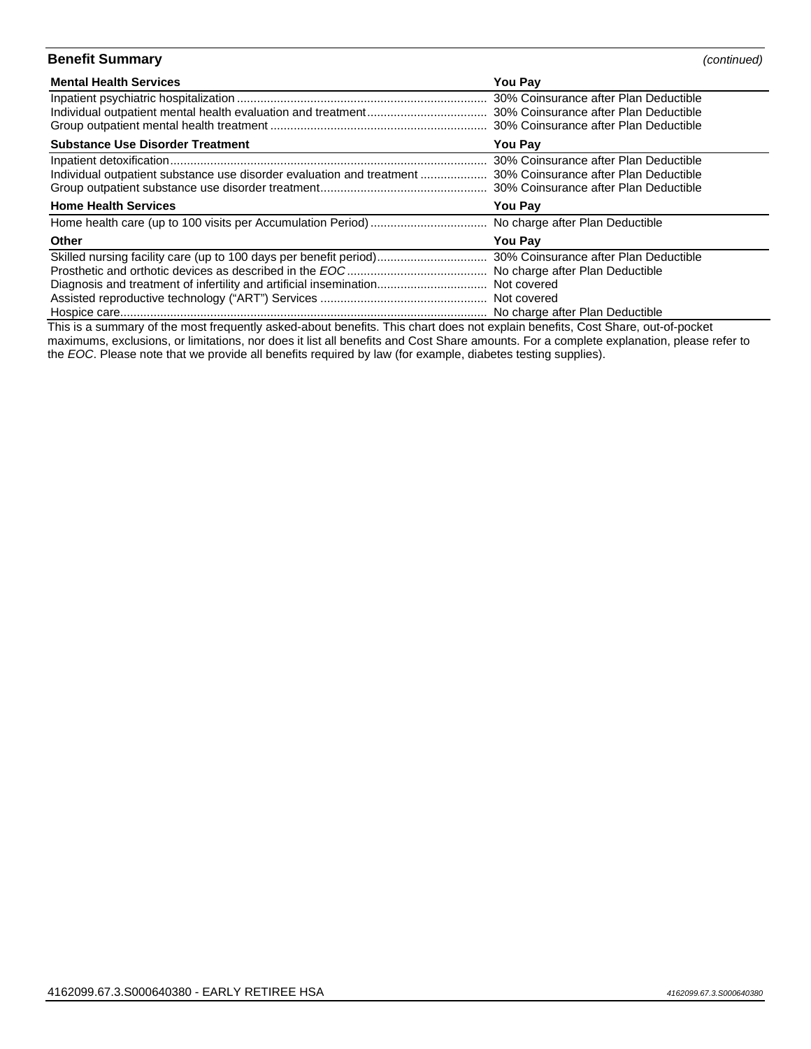## Benefit Summary *(continued)*

| Mental Health Services | You Pay |
|---|---|
| Inpatient psychiatric hospitalization | 30% Coinsurance after Plan Deductible |
| Individual outpatient mental health evaluation and treatment | 30% Coinsurance after Plan Deductible |
| Group outpatient mental health treatment | 30% Coinsurance after Plan Deductible |

| Substance Use Disorder Treatment | You Pay |
|---|---|
| Inpatient detoxification | 30% Coinsurance after Plan Deductible |
| Individual outpatient substance use disorder evaluation and treatment | 30% Coinsurance after Plan Deductible |
| Group outpatient substance use disorder treatment | 30% Coinsurance after Plan Deductible |

| Home Health Services | You Pay |
|---|---|
| Home health care (up to 100 visits per Accumulation Period) | No charge after Plan Deductible |

| Other | You Pay |
|---|---|
| Skilled nursing facility care (up to 100 days per benefit period) | 30% Coinsurance after Plan Deductible |
| Prosthetic and orthotic devices as described in the *EOC* | No charge after Plan Deductible |
| Diagnosis and treatment of infertility and artificial insemination | Not covered |
| Assisted reproductive technology ("ART") Services | Not covered |
| Hospice care | No charge after Plan Deductible |

This is a summary of the most frequently asked-about benefits. This chart does not explain benefits, Cost Share, out-of-pocket maximums, exclusions, or limitations, nor does it list all benefits and Cost Share amounts. For a complete explanation, please refer to the *EOC*. Please note that we provide all benefits required by law (for example, diabetes testing supplies).